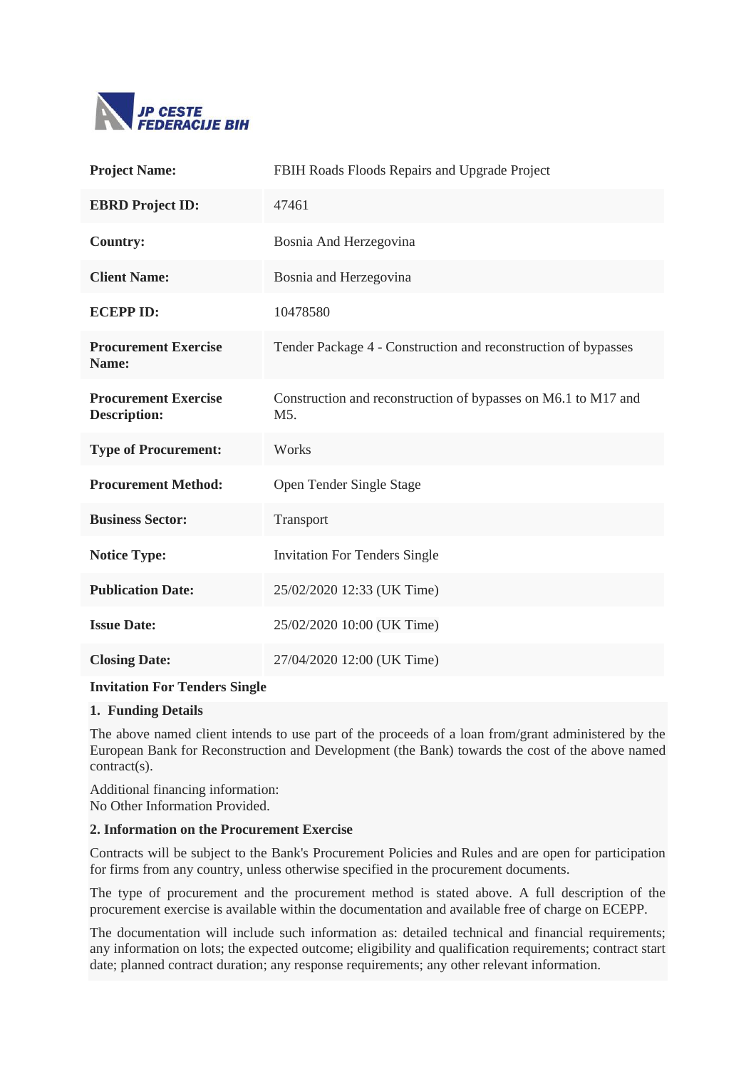JP CESTE FEDERACIJE BIH

| | |
|---|---|
| **Project Name:** | FBIH Roads Floods Repairs and Upgrade Project |
| **EBRD Project ID:** | 47461 |
| **Country:** | Bosnia And Herzegovina |
| **Client Name:** | Bosnia and Herzegovina |
| **ECEPP ID:** | 10478580 |
| **Procurement Exercise Name:** | Tender Package 4 - Construction and reconstruction of bypasses |
| **Procurement Exercise Description:** | Construction and reconstruction of bypasses on M6.1 to M17 and M5. |
| **Type of Procurement:** | Works |
| **Procurement Method:** | Open Tender Single Stage |
| **Business Sector:** | Transport |
| **Notice Type:** | Invitation For Tenders Single |
| **Publication Date:** | 25/02/2020 12:33 (UK Time) |
| **Issue Date:** | 25/02/2020 10:00 (UK Time) |
| **Closing Date:** | 27/04/2020 12:00 (UK Time) |

**Invitation For Tenders Single**

**1. Funding Details**

The above named client intends to use part of the proceeds of a loan from/grant administered by the European Bank for Reconstruction and Development (the Bank) towards the cost of the above named contract(s).

Additional financing information:
No Other Information Provided.

**2. Information on the Procurement Exercise**

Contracts will be subject to the Bank's Procurement Policies and Rules and are open for participation for firms from any country, unless otherwise specified in the procurement documents.

The type of procurement and the procurement method is stated above. A full description of the procurement exercise is available within the documentation and available free of charge on ECEPP.

The documentation will include such information as: detailed technical and financial requirements; any information on lots; the expected outcome; eligibility and qualification requirements; contract start date; planned contract duration; any response requirements; any other relevant information.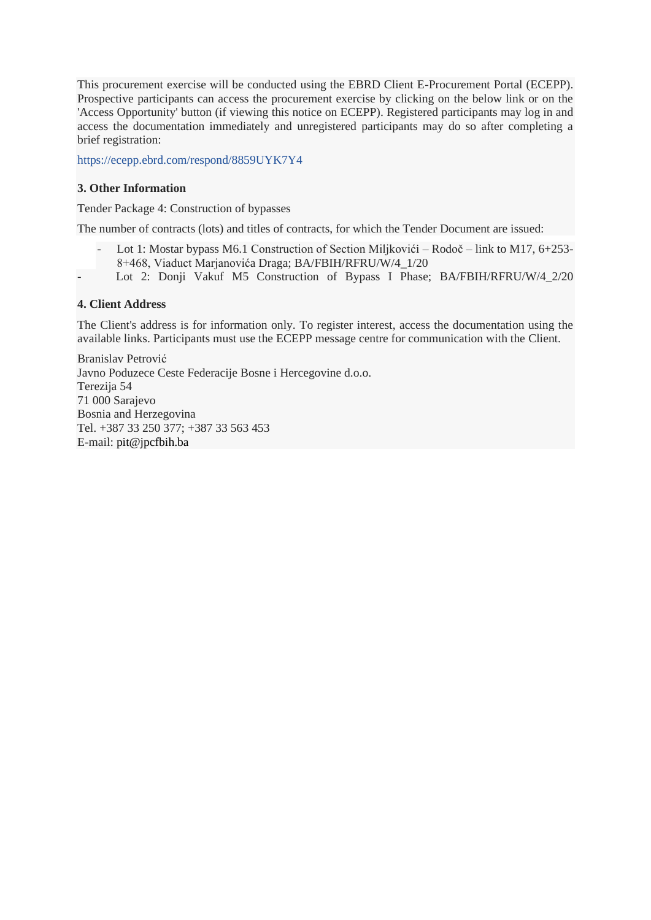This procurement exercise will be conducted using the EBRD Client E-Procurement Portal (ECEPP). Prospective participants can access the procurement exercise by clicking on the below link or on the 'Access Opportunity' button (if viewing this notice on ECEPP). Registered participants may log in and access the documentation immediately and unregistered participants may do so after completing a brief registration:

https://ecepp.ebrd.com/respond/8859UYK7Y4

### 3. Other Information

Tender Package 4: Construction of bypasses

The number of contracts (lots) and titles of contracts, for which the Tender Document are issued:

- Lot 1: Mostar bypass M6.1 Construction of Section Miljkovići – Rodoč – link to M17, 6+253-8+468, Viaduct Marjanovića Draga; BA/FBIH/RFRU/W/4_1/20
- Lot 2: Donji Vakuf M5 Construction of Bypass I Phase; BA/FBIH/RFRU/W/4_2/20

### 4. Client Address

The Client's address is for information only. To register interest, access the documentation using the available links. Participants must use the ECEPP message centre for communication with the Client.

Branislav Petrović
Javno Poduzece Ceste Federacije Bosne i Hercegovine d.o.o.
Terezija 54
71 000 Sarajevo
Bosnia and Herzegovina
Tel. +387 33 250 377; +387 33 563 453
E-mail: pit@jpcfbih.ba